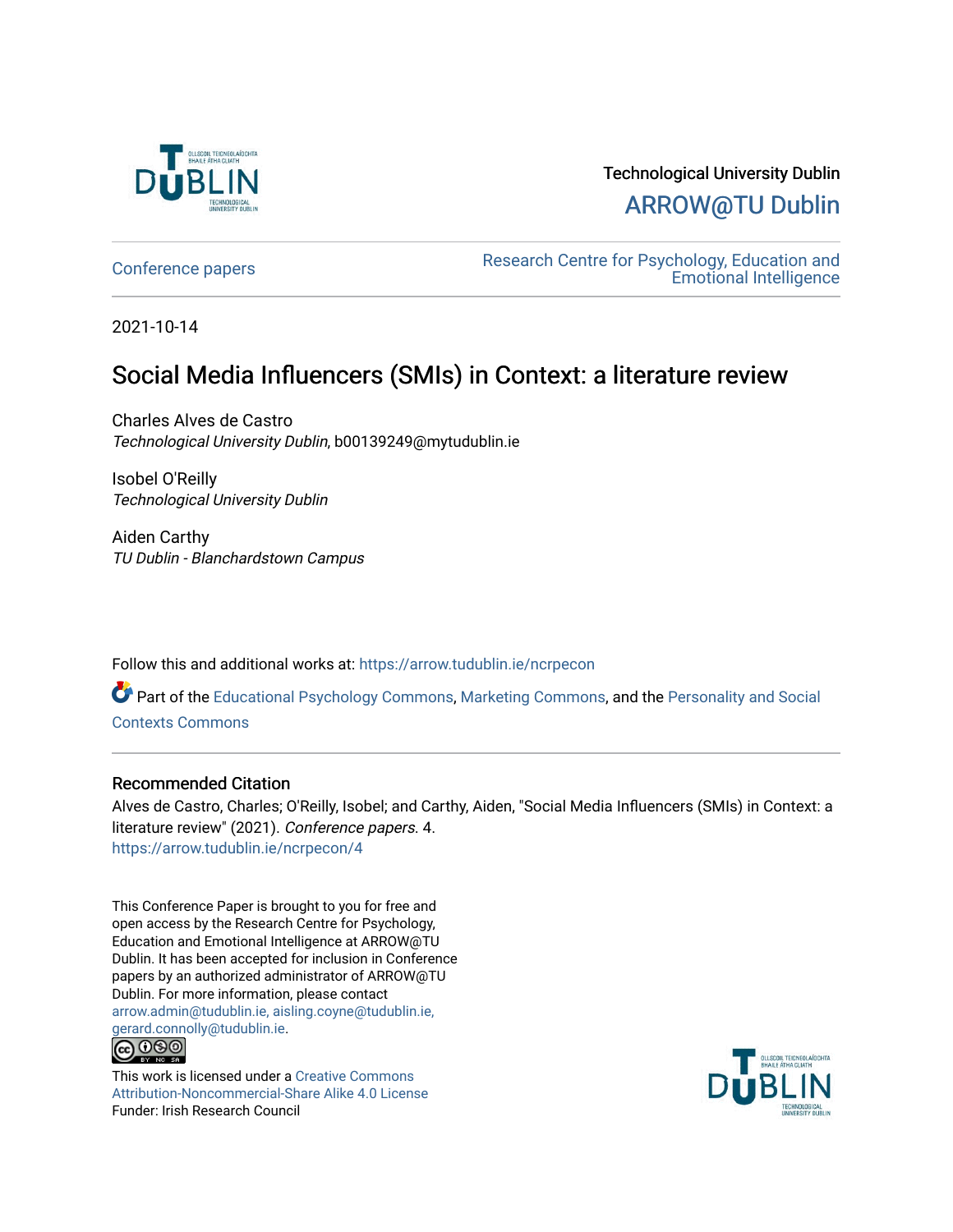Technological University Dublin

ARROW@TU Dublin

Conference papers

Research Centre for Psychology, Education and Emotional Intelligence

2021-10-14

# Social Media Influencers (SMIs) in Context: a literature review

Charles Alves de Castro
*Technological University Dublin*, b00139249@mytudublin.ie

Isobel O'Reilly
*Technological University Dublin*

Aiden Carthy
*TU Dublin - Blanchardstown Campus*

Follow this and additional works at: https://arrow.tudublin.ie/ncrpecon

Part of the Educational Psychology Commons, Marketing Commons, and the Personality and Social Contexts Commons

## Recommended Citation

Alves de Castro, Charles; O'Reilly, Isobel; and Carthy, Aiden, "Social Media Influencers (SMIs) in Context: a literature review" (2021). *Conference papers*. 4.
https://arrow.tudublin.ie/ncrpecon/4

This Conference Paper is brought to you for free and open access by the Research Centre for Psychology, Education and Emotional Intelligence at ARROW@TU Dublin. It has been accepted for inclusion in Conference papers by an authorized administrator of ARROW@TU Dublin. For more information, please contact arrow.admin@tudublin.ie, aisling.coyne@tudublin.ie, gerard.connolly@tudublin.ie.

This work is licensed under a Creative Commons Attribution-Noncommercial-Share Alike 4.0 License
Funder: Irish Research Council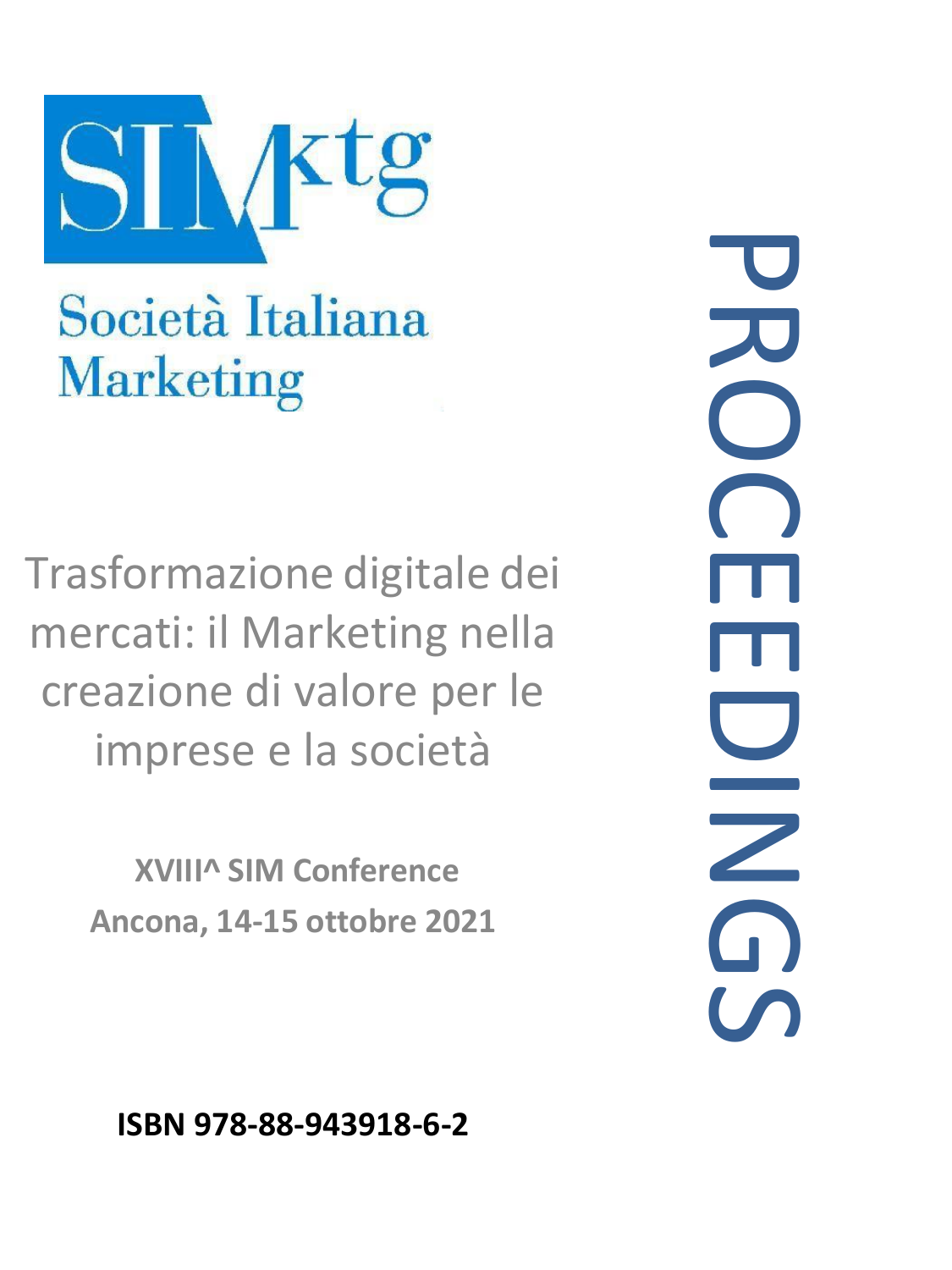SIMktg

Società Italiana Marketing

# PROCEEDINGS

Trasformazione digitale dei mercati: il Marketing nella creazione di valore per le imprese e la società

**XVIII^ SIM Conference**
**Ancona, 14-15 ottobre 2021**

**ISBN 978-88-943918-6-2**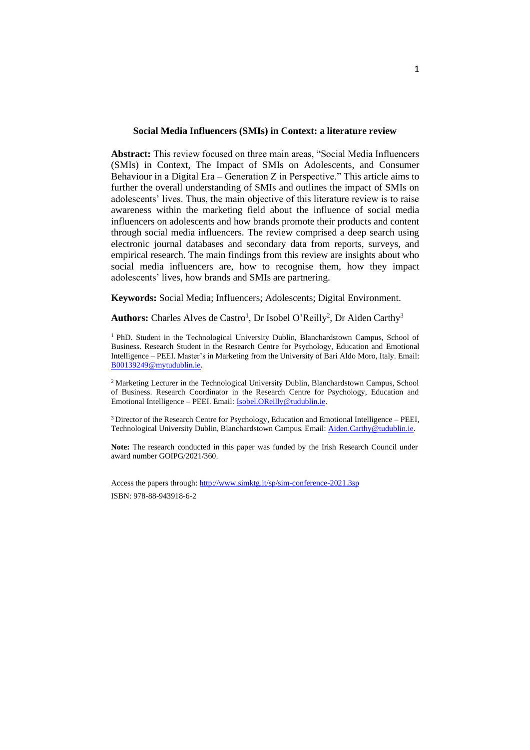**Social Media Influencers (SMIs) in Context: a literature review**

**Abstract:** This review focused on three main areas, "Social Media Influencers (SMIs) in Context, The Impact of SMIs on Adolescents, and Consumer Behaviour in a Digital Era – Generation Z in Perspective." This article aims to further the overall understanding of SMIs and outlines the impact of SMIs on adolescents' lives. Thus, the main objective of this literature review is to raise awareness within the marketing field about the influence of social media influencers on adolescents and how brands promote their products and content through social media influencers. The review comprised a deep search using electronic journal databases and secondary data from reports, surveys, and empirical research. The main findings from this review are insights about who social media influencers are, how to recognise them, how they impact adolescents' lives, how brands and SMIs are partnering.

**Keywords:** Social Media; Influencers; Adolescents; Digital Environment.

**Authors:** Charles Alves de Castro[1], Dr Isobel O'Reilly[2], Dr Aiden Carthy[3]

[1] PhD. Student in the Technological University Dublin, Blanchardstown Campus, School of Business. Research Student in the Research Centre for Psychology, Education and Emotional Intelligence – PEEI. Master's in Marketing from the University of Bari Aldo Moro, Italy. Email: B00139249@mytudublin.ie.

[2] Marketing Lecturer in the Technological University Dublin, Blanchardstown Campus, School of Business. Research Coordinator in the Research Centre for Psychology, Education and Emotional Intelligence – PEEI. Email: Isobel.OReilly@tudublin.ie.

[3] Director of the Research Centre for Psychology, Education and Emotional Intelligence – PEEI, Technological University Dublin, Blanchardstown Campus. Email: Aiden.Carthy@tudublin.ie.

**Note:** The research conducted in this paper was funded by the Irish Research Council under award number GOIPG/2021/360.

Access the papers through: http://www.simktg.it/sp/sim-conference-2021.3sp

ISBN: 978-88-943918-6-2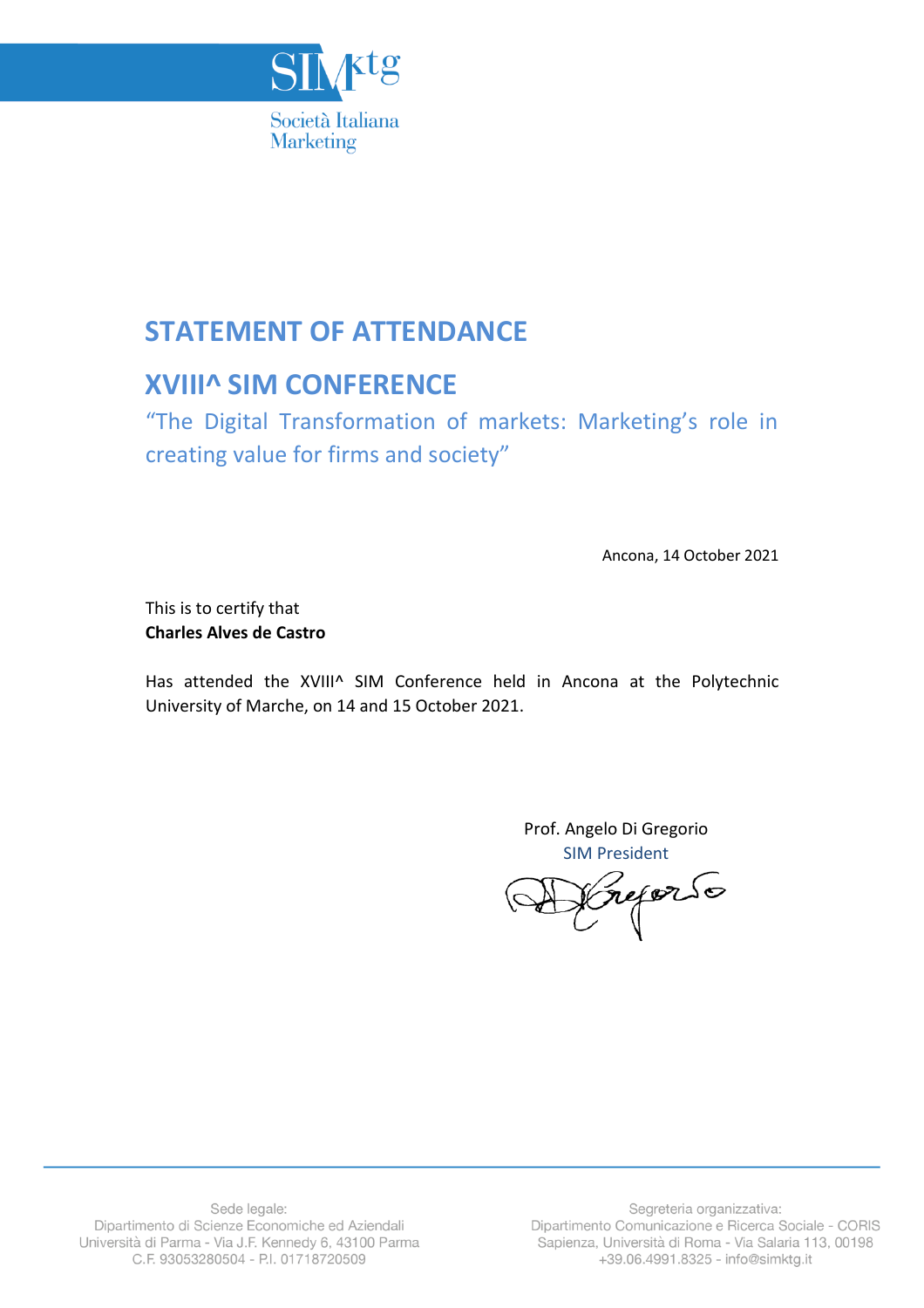SIMktg

Società Italiana Marketing

# STATEMENT OF ATTENDANCE

# XVIII^ SIM CONFERENCE

"The Digital Transformation of markets: Marketing's role in creating value for firms and society"

Ancona, 14 October 2021

This is to certify that
**Charles Alves de Castro**

Has attended the XVIII^ SIM Conference held in Ancona at the Polytechnic University of Marche, on 14 and 15 October 2021.

Prof. Angelo Di Gregorio
SIM President

Sede legale:
Dipartimento di Scienze Economiche ed Aziendali
Università di Parma - Via J.F. Kennedy 6, 43100 Parma
C.F. 93053280504 - P.I. 01718720509

Segreteria organizzativa:
Dipartimento Comunicazione e Ricerca Sociale - CORIS
Sapienza, Università di Roma - Via Salaria 113, 00198
+39.06.4991.8325 - info@simktg.it